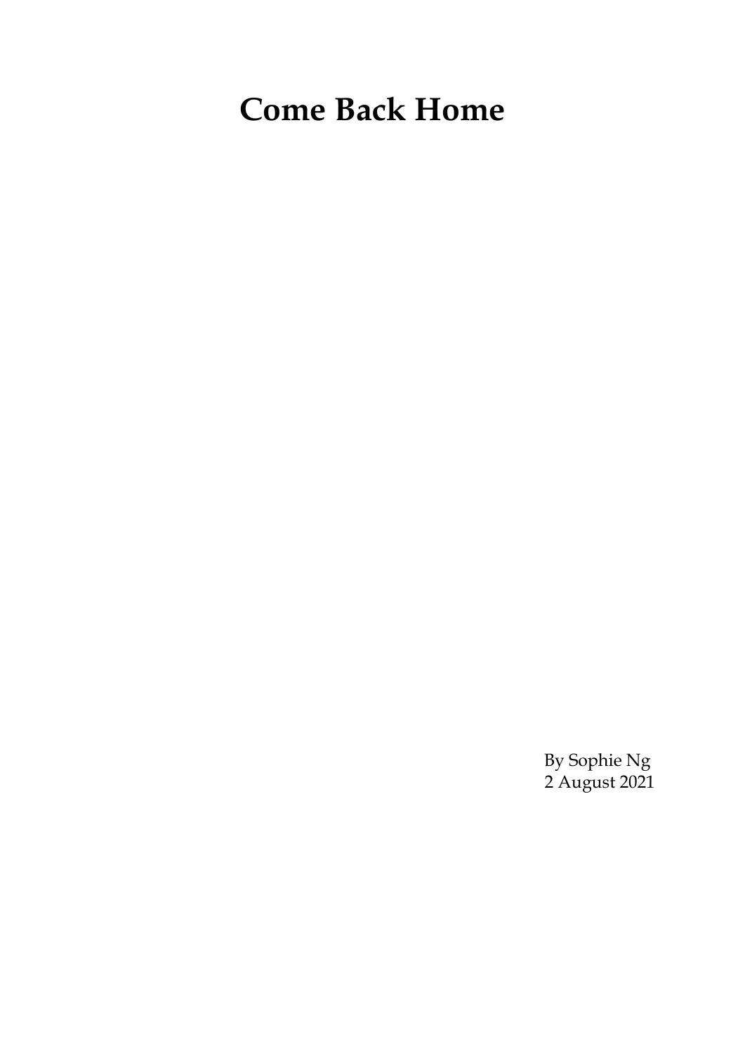# Come Back Home

By Sophie Ng
2 August 2021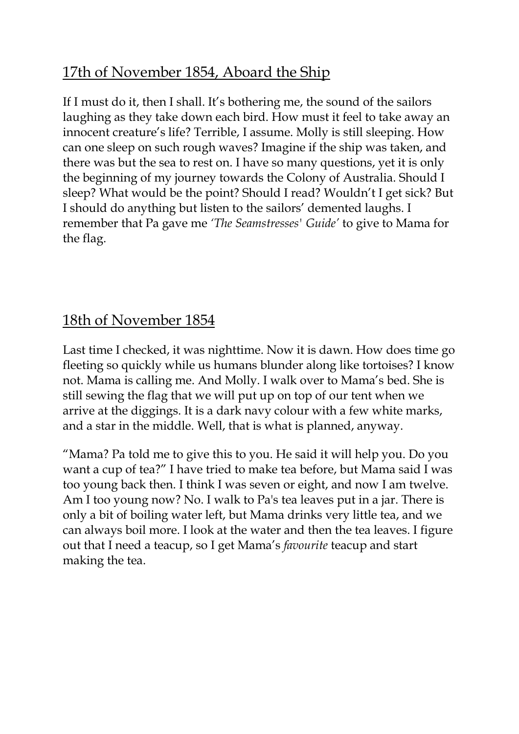## 17th of November 1854, Aboard the Ship

If I must do it, then I shall. It's bothering me, the sound of the sailors laughing as they take down each bird. How must it feel to take away an innocent creature's life? Terrible, I assume. Molly is still sleeping. How can one sleep on such rough waves? Imagine if the ship was taken, and there was but the sea to rest on. I have so many questions, yet it is only the beginning of my journey towards the Colony of Australia. Should I sleep? What would be the point? Should I read? Wouldn't I get sick? But I should do anything but listen to the sailors' demented laughs. I remember that Pa gave me *'The Seamstresses' Guide'* to give to Mama for the flag.

## 18th of November 1854

Last time I checked, it was nighttime. Now it is dawn. How does time go fleeting so quickly while us humans blunder along like tortoises? I know not. Mama is calling me. And Molly. I walk over to Mama's bed. She is still sewing the flag that we will put up on top of our tent when we arrive at the diggings. It is a dark navy colour with a few white marks, and a star in the middle. Well, that is what is planned, anyway.

"Mama? Pa told me to give this to you. He said it will help you. Do you want a cup of tea?" I have tried to make tea before, but Mama said I was too young back then. I think I was seven or eight, and now I am twelve. Am I too young now? No. I walk to Pa's tea leaves put in a jar. There is only a bit of boiling water left, but Mama drinks very little tea, and we can always boil more. I look at the water and then the tea leaves. I figure out that I need a teacup, so I get Mama's *favourite* teacup and start making the tea.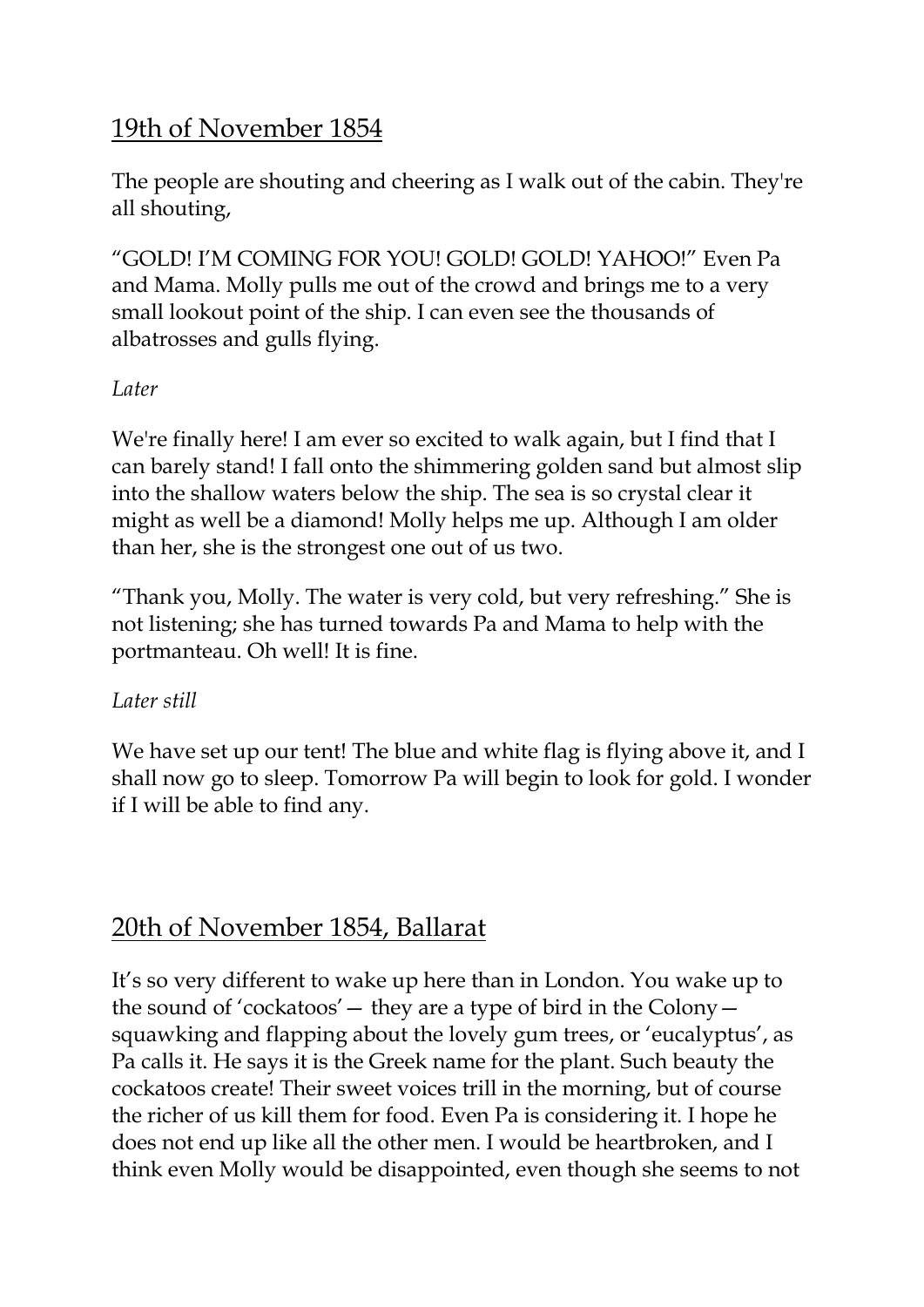## 19th of November 1854

The people are shouting and cheering as I walk out of the cabin. They're all shouting,

“GOLD! I’M COMING FOR YOU! GOLD! GOLD! YAHOO!” Even Pa and Mama. Molly pulls me out of the crowd and brings me to a very small lookout point of the ship. I can even see the thousands of albatrosses and gulls flying.

*Later*

We're finally here! I am ever so excited to walk again, but I find that I can barely stand! I fall onto the shimmering golden sand but almost slip into the shallow waters below the ship. The sea is so crystal clear it might as well be a diamond! Molly helps me up. Although I am older than her, she is the strongest one out of us two.

“Thank you, Molly. The water is very cold, but very refreshing.” She is not listening; she has turned towards Pa and Mama to help with the portmanteau. Oh well! It is fine.

*Later still*

We have set up our tent! The blue and white flag is flying above it, and I shall now go to sleep. Tomorrow Pa will begin to look for gold. I wonder if I will be able to find any.

## 20th of November 1854, Ballarat

It’s so very different to wake up here than in London. You wake up to the sound of ‘cockatoos’— they are a type of bird in the Colony— squawking and flapping about the lovely gum trees, or ‘eucalyptus’, as Pa calls it. He says it is the Greek name for the plant. Such beauty the cockatoos create! Their sweet voices trill in the morning, but of course the richer of us kill them for food. Even Pa is considering it. I hope he does not end up like all the other men. I would be heartbroken, and I think even Molly would be disappointed, even though she seems to not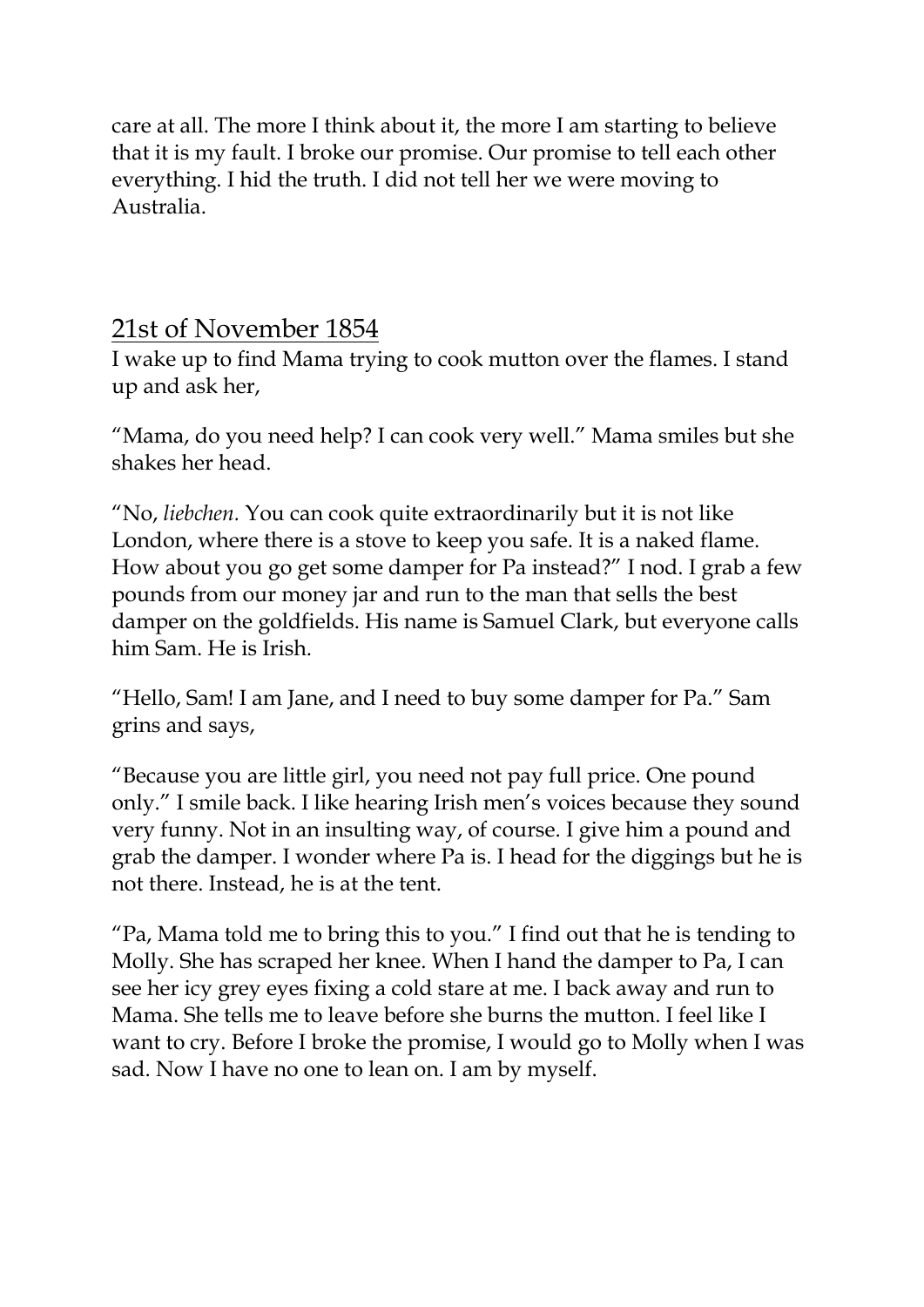care at all. The more I think about it, the more I am starting to believe that it is my fault. I broke our promise. Our promise to tell each other everything. I hid the truth. I did not tell her we were moving to Australia.

## 21st of November 1854

I wake up to find Mama trying to cook mutton over the flames. I stand up and ask her,

"Mama, do you need help? I can cook very well." Mama smiles but she shakes her head.

"No, *liebchen.* You can cook quite extraordinarily but it is not like London, where there is a stove to keep you safe. It is a naked flame. How about you go get some damper for Pa instead?" I nod. I grab a few pounds from our money jar and run to the man that sells the best damper on the goldfields. His name is Samuel Clark, but everyone calls him Sam. He is Irish.

"Hello, Sam! I am Jane, and I need to buy some damper for Pa." Sam grins and says,

"Because you are little girl, you need not pay full price. One pound only." I smile back. I like hearing Irish men's voices because they sound very funny. Not in an insulting way, of course. I give him a pound and grab the damper. I wonder where Pa is. I head for the diggings but he is not there. Instead, he is at the tent.

"Pa, Mama told me to bring this to you." I find out that he is tending to Molly. She has scraped her knee. When I hand the damper to Pa, I can see her icy grey eyes fixing a cold stare at me. I back away and run to Mama. She tells me to leave before she burns the mutton. I feel like I want to cry. Before I broke the promise, I would go to Molly when I was sad. Now I have no one to lean on. I am by myself.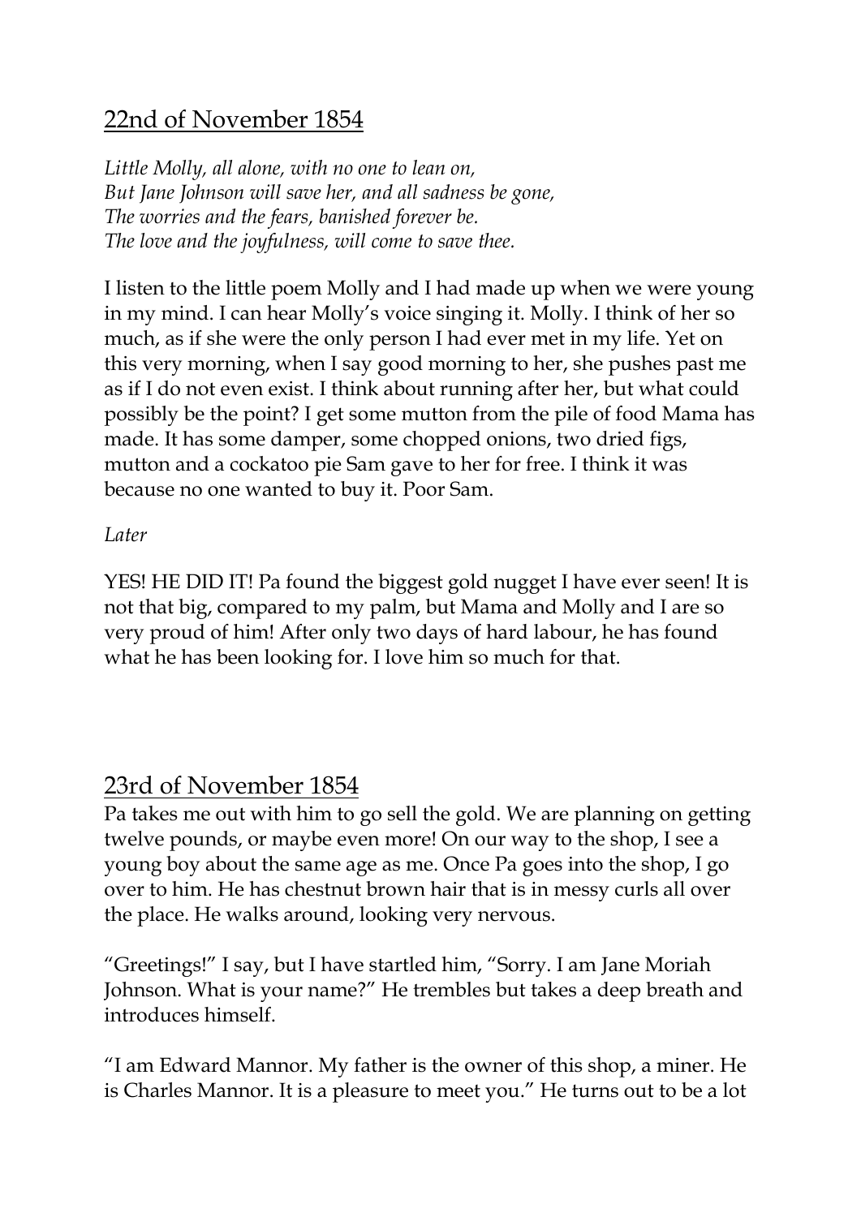## 22nd of November 1854

*Little Molly, all alone, with no one to lean on,*
*But Jane Johnson will save her, and all sadness be gone,*
*The worries and the fears, banished forever be.*
*The love and the joyfulness, will come to save thee.*

I listen to the little poem Molly and I had made up when we were young in my mind. I can hear Molly's voice singing it. Molly. I think of her so much, as if she were the only person I had ever met in my life. Yet on this very morning, when I say good morning to her, she pushes past me as if I do not even exist. I think about running after her, but what could possibly be the point? I get some mutton from the pile of food Mama has made. It has some damper, some chopped onions, two dried figs, mutton and a cockatoo pie Sam gave to her for free. I think it was because no one wanted to buy it. Poor Sam.

*Later*

YES! HE DID IT! Pa found the biggest gold nugget I have ever seen! It is not that big, compared to my palm, but Mama and Molly and I are so very proud of him! After only two days of hard labour, he has found what he has been looking for. I love him so much for that.

## 23rd of November 1854

Pa takes me out with him to go sell the gold. We are planning on getting twelve pounds, or maybe even more! On our way to the shop, I see a young boy about the same age as me. Once Pa goes into the shop, I go over to him. He has chestnut brown hair that is in messy curls all over the place. He walks around, looking very nervous.

"Greetings!" I say, but I have startled him, "Sorry. I am Jane Moriah Johnson. What is your name?" He trembles but takes a deep breath and introduces himself.

"I am Edward Mannor. My father is the owner of this shop, a miner. He is Charles Mannor. It is a pleasure to meet you." He turns out to be a lot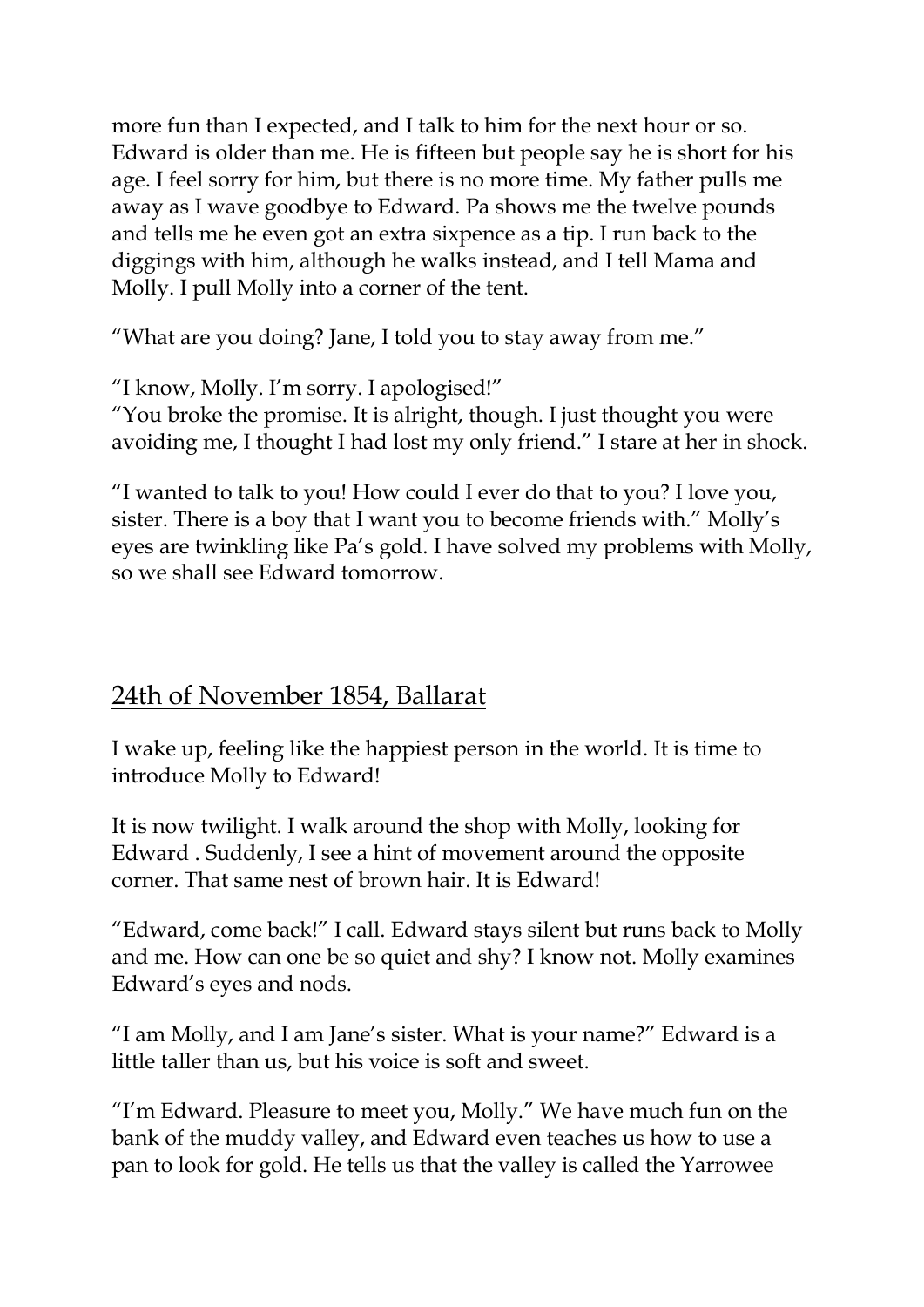more fun than I expected, and I talk to him for the next hour or so. Edward is older than me. He is fifteen but people say he is short for his age. I feel sorry for him, but there is no more time. My father pulls me away as I wave goodbye to Edward. Pa shows me the twelve pounds and tells me he even got an extra sixpence as a tip. I run back to the diggings with him, although he walks instead, and I tell Mama and Molly. I pull Molly into a corner of the tent.

"What are you doing? Jane, I told you to stay away from me."

"I know, Molly. I'm sorry. I apologised!"
"You broke the promise. It is alright, though. I just thought you were avoiding me, I thought I had lost my only friend." I stare at her in shock.

"I wanted to talk to you! How could I ever do that to you? I love you, sister. There is a boy that I want you to become friends with." Molly's eyes are twinkling like Pa's gold. I have solved my problems with Molly, so we shall see Edward tomorrow.

## 24th of November 1854, Ballarat

I wake up, feeling like the happiest person in the world. It is time to introduce Molly to Edward!

It is now twilight. I walk around the shop with Molly, looking for Edward . Suddenly, I see a hint of movement around the opposite corner. That same nest of brown hair. It is Edward!

"Edward, come back!" I call. Edward stays silent but runs back to Molly and me. How can one be so quiet and shy? I know not. Molly examines Edward's eyes and nods.

"I am Molly, and I am Jane's sister. What is your name?" Edward is a little taller than us, but his voice is soft and sweet.

"I'm Edward. Pleasure to meet you, Molly." We have much fun on the bank of the muddy valley, and Edward even teaches us how to use a pan to look for gold. He tells us that the valley is called the Yarrowee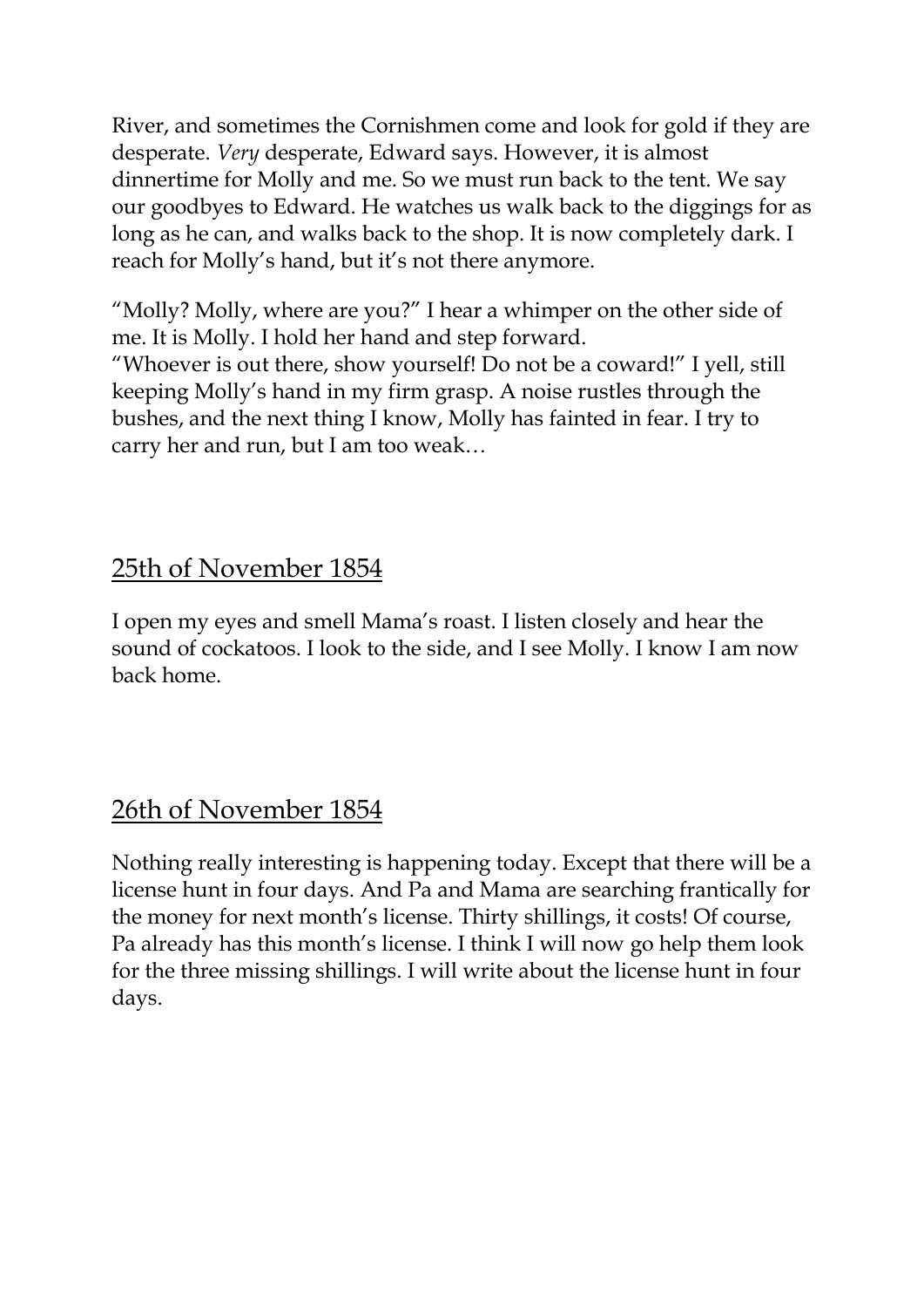River, and sometimes the Cornishmen come and look for gold if they are desperate. *Very* desperate, Edward says. However, it is almost dinnertime for Molly and me. So we must run back to the tent. We say our goodbyes to Edward. He watches us walk back to the diggings for as long as he can, and walks back to the shop. It is now completely dark. I reach for Molly's hand, but it's not there anymore.

"Molly? Molly, where are you?" I hear a whimper on the other side of me. It is Molly. I hold her hand and step forward.
"Whoever is out there, show yourself! Do not be a coward!" I yell, still keeping Molly's hand in my firm grasp. A noise rustles through the bushes, and the next thing I know, Molly has fainted in fear. I try to carry her and run, but I am too weak…

## 25th of November 1854

I open my eyes and smell Mama's roast. I listen closely and hear the sound of cockatoos. I look to the side, and I see Molly. I know I am now back home.

## 26th of November 1854

Nothing really interesting is happening today. Except that there will be a license hunt in four days. And Pa and Mama are searching frantically for the money for next month's license. Thirty shillings, it costs! Of course, Pa already has this month's license. I think I will now go help them look for the three missing shillings. I will write about the license hunt in four days.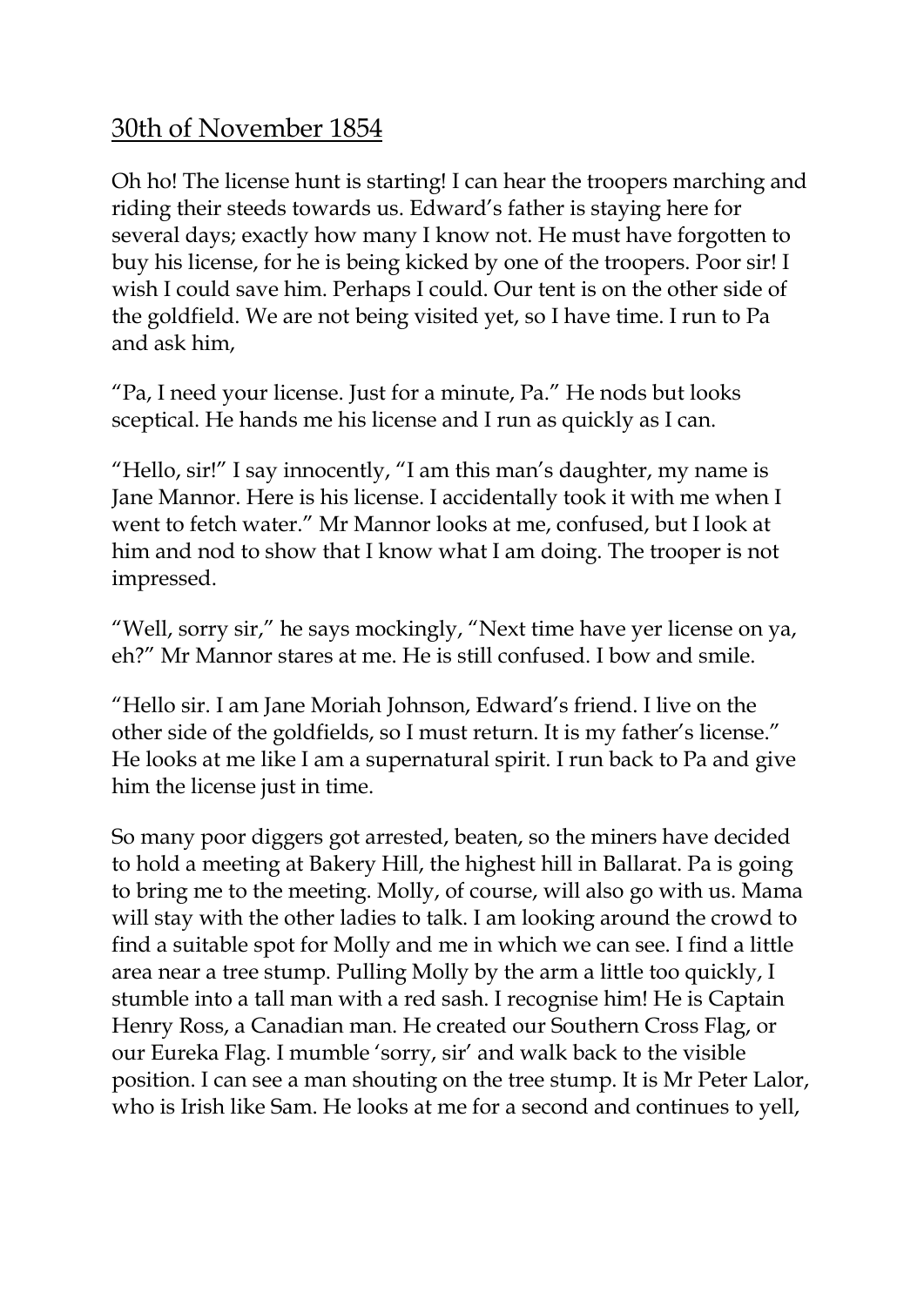## 30th of November 1854

Oh ho! The license hunt is starting! I can hear the troopers marching and riding their steeds towards us. Edward's father is staying here for several days; exactly how many I know not. He must have forgotten to buy his license, for he is being kicked by one of the troopers. Poor sir! I wish I could save him. Perhaps I could. Our tent is on the other side of the goldfield. We are not being visited yet, so I have time. I run to Pa and ask him,

"Pa, I need your license. Just for a minute, Pa." He nods but looks sceptical. He hands me his license and I run as quickly as I can.

"Hello, sir!" I say innocently, "I am this man's daughter, my name is Jane Mannor. Here is his license. I accidentally took it with me when I went to fetch water." Mr Mannor looks at me, confused, but I look at him and nod to show that I know what I am doing. The trooper is not impressed.

"Well, sorry sir," he says mockingly, "Next time have yer license on ya, eh?" Mr Mannor stares at me. He is still confused. I bow and smile.

"Hello sir. I am Jane Moriah Johnson, Edward's friend. I live on the other side of the goldfields, so I must return. It is my father's license." He looks at me like I am a supernatural spirit. I run back to Pa and give him the license just in time.

So many poor diggers got arrested, beaten, so the miners have decided to hold a meeting at Bakery Hill, the highest hill in Ballarat. Pa is going to bring me to the meeting. Molly, of course, will also go with us. Mama will stay with the other ladies to talk. I am looking around the crowd to find a suitable spot for Molly and me in which we can see. I find a little area near a tree stump. Pulling Molly by the arm a little too quickly, I stumble into a tall man with a red sash. I recognise him! He is Captain Henry Ross, a Canadian man. He created our Southern Cross Flag, or our Eureka Flag. I mumble 'sorry, sir' and walk back to the visible position. I can see a man shouting on the tree stump. It is Mr Peter Lalor, who is Irish like Sam. He looks at me for a second and continues to yell,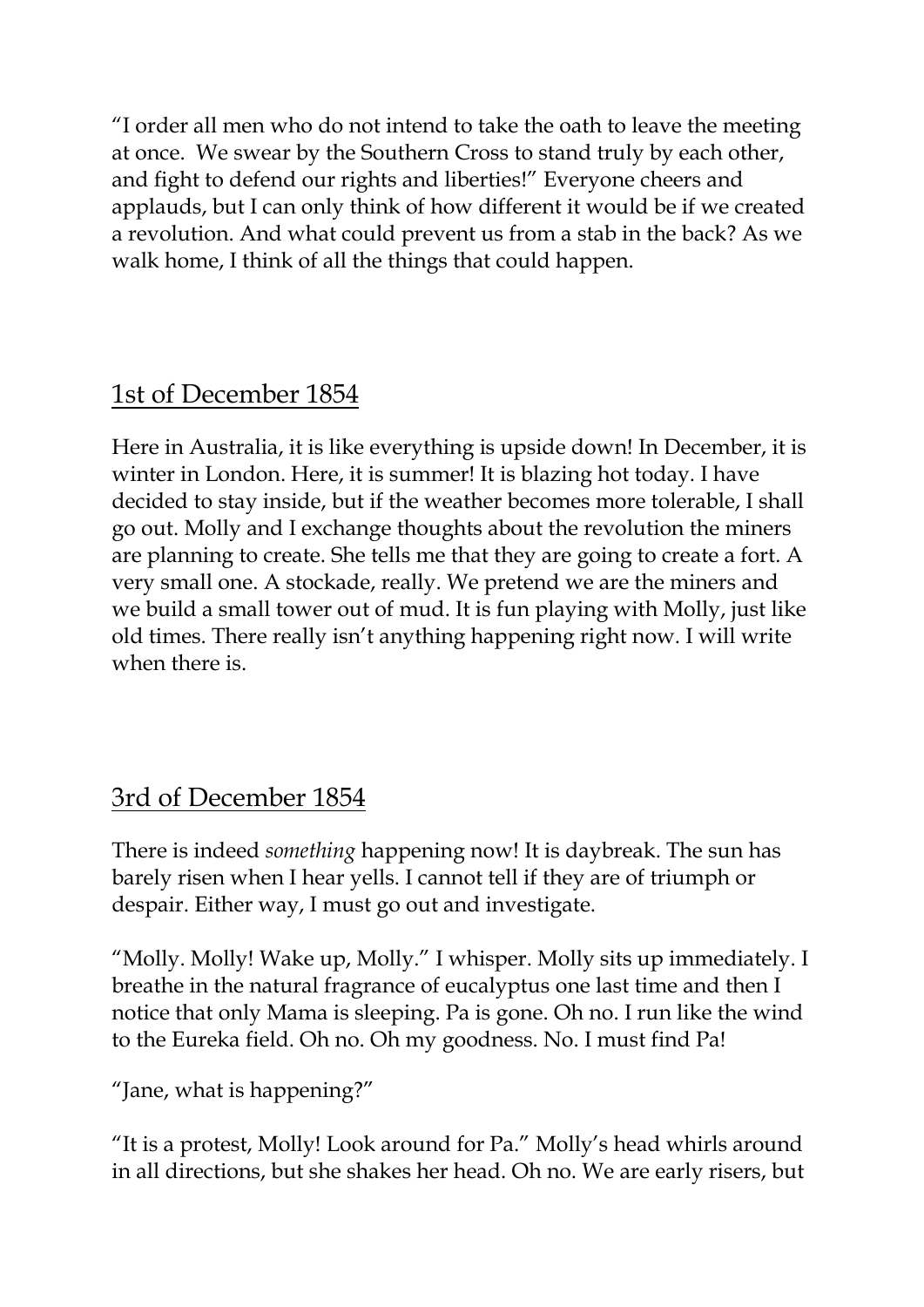"I order all men who do not intend to take the oath to leave the meeting at once. We swear by the Southern Cross to stand truly by each other, and fight to defend our rights and liberties!" Everyone cheers and applauds, but I can only think of how different it would be if we created a revolution. And what could prevent us from a stab in the back? As we walk home, I think of all the things that could happen.

## 1st of December 1854

Here in Australia, it is like everything is upside down! In December, it is winter in London. Here, it is summer! It is blazing hot today. I have decided to stay inside, but if the weather becomes more tolerable, I shall go out. Molly and I exchange thoughts about the revolution the miners are planning to create. She tells me that they are going to create a fort. A very small one. A stockade, really. We pretend we are the miners and we build a small tower out of mud. It is fun playing with Molly, just like old times. There really isn't anything happening right now. I will write when there is.

## 3rd of December 1854

There is indeed *something* happening now! It is daybreak. The sun has barely risen when I hear yells. I cannot tell if they are of triumph or despair. Either way, I must go out and investigate.

"Molly. Molly! Wake up, Molly." I whisper. Molly sits up immediately. I breathe in the natural fragrance of eucalyptus one last time and then I notice that only Mama is sleeping. Pa is gone. Oh no. I run like the wind to the Eureka field. Oh no. Oh my goodness. No. I must find Pa!

"Jane, what is happening?"

"It is a protest, Molly! Look around for Pa." Molly's head whirls around in all directions, but she shakes her head. Oh no. We are early risers, but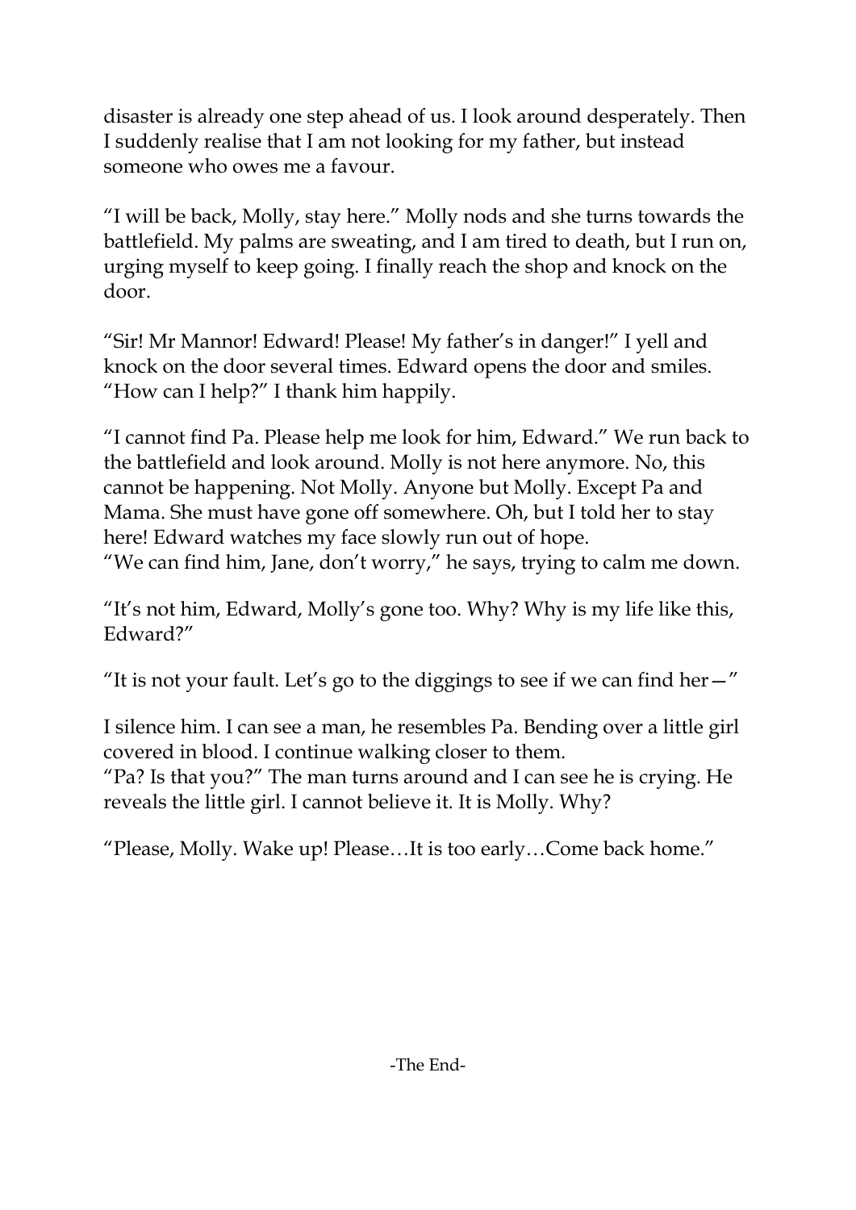disaster is already one step ahead of us. I look around desperately. Then I suddenly realise that I am not looking for my father, but instead someone who owes me a favour.

"I will be back, Molly, stay here." Molly nods and she turns towards the battlefield. My palms are sweating, and I am tired to death, but I run on, urging myself to keep going. I finally reach the shop and knock on the door.

"Sir! Mr Mannor! Edward! Please! My father's in danger!" I yell and knock on the door several times. Edward opens the door and smiles. "How can I help?" I thank him happily.

"I cannot find Pa. Please help me look for him, Edward." We run back to the battlefield and look around. Molly is not here anymore. No, this cannot be happening. Not Molly. Anyone but Molly. Except Pa and Mama. She must have gone off somewhere. Oh, but I told her to stay here! Edward watches my face slowly run out of hope.
"We can find him, Jane, don't worry," he says, trying to calm me down.

"It's not him, Edward, Molly's gone too. Why? Why is my life like this, Edward?"

"It is not your fault. Let's go to the diggings to see if we can find her—"

I silence him. I can see a man, he resembles Pa. Bending over a little girl covered in blood. I continue walking closer to them.
"Pa? Is that you?" The man turns around and I can see he is crying. He reveals the little girl. I cannot believe it. It is Molly. Why?

"Please, Molly. Wake up! Please…It is too early…Come back home."

-The End-